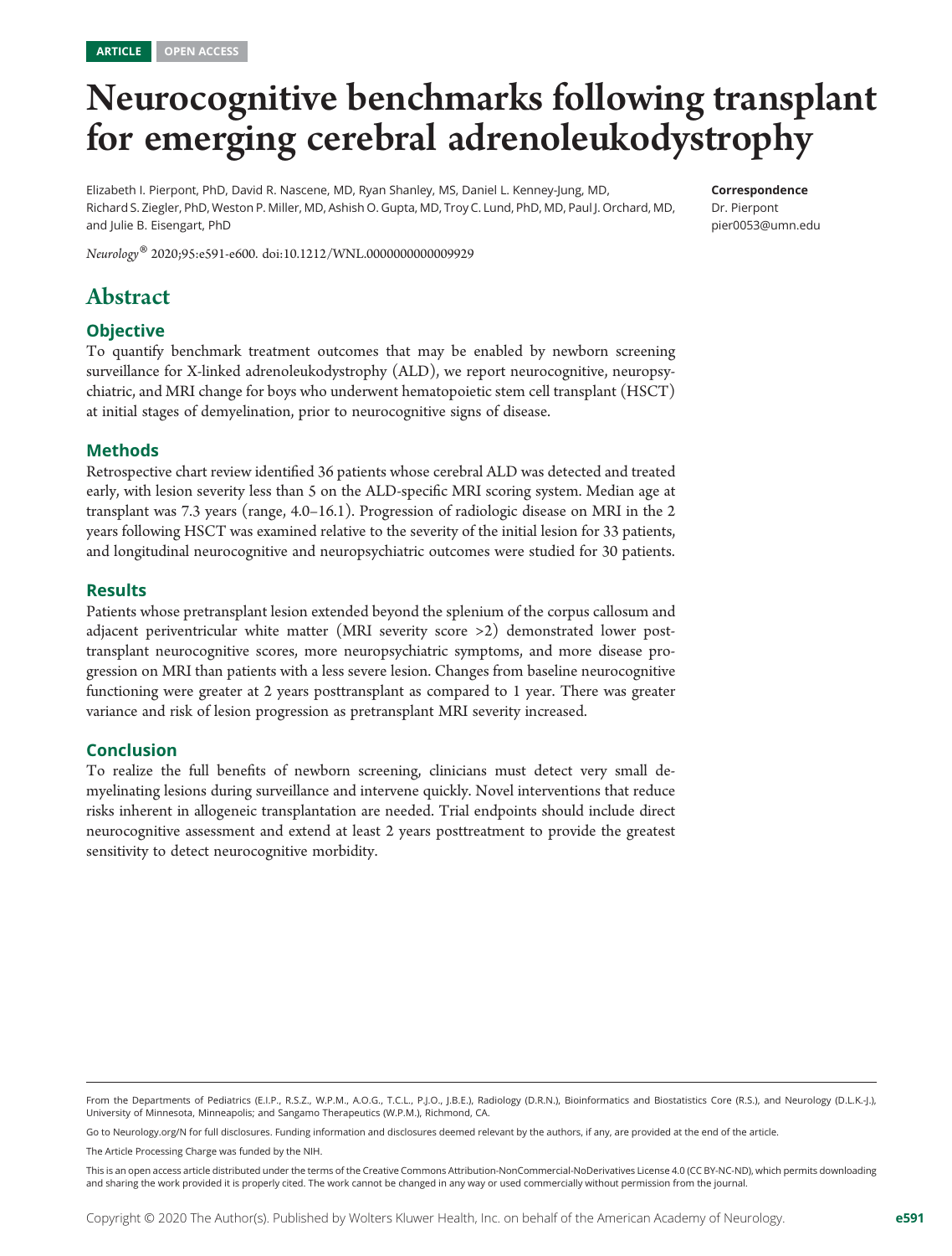ARTICLE OPEN ACCESS

# Neurocognitive benchmarks following transplant for emerging cerebral adrenoleukodystrophy

Elizabeth I. Pierpont, PhD, David R. Nascene, MD, Ryan Shanley, MS, Daniel L. Kenney-Jung, MD, Richard S. Ziegler, PhD, Weston P. Miller, MD, Ashish O. Gupta, MD, Troy C. Lund, PhD, MD, Paul J. Orchard, MD, and Julie B. Eisengart, PhD

**Correspondence**
Dr. Pierpont
pier0053@umn.edu

*Neurology*® 2020;95:e591-e600. doi:10.1212/WNL.0000000000009929

## Abstract

### Objective

To quantify benchmark treatment outcomes that may be enabled by newborn screening surveillance for X-linked adrenoleukodystrophy (ALD), we report neurocognitive, neuropsychiatric, and MRI change for boys who underwent hematopoietic stem cell transplant (HSCT) at initial stages of demyelination, prior to neurocognitive signs of disease.

### Methods

Retrospective chart review identified 36 patients whose cerebral ALD was detected and treated early, with lesion severity less than 5 on the ALD-specific MRI scoring system. Median age at transplant was 7.3 years (range, 4.0–16.1). Progression of radiologic disease on MRI in the 2 years following HSCT was examined relative to the severity of the initial lesion for 33 patients, and longitudinal neurocognitive and neuropsychiatric outcomes were studied for 30 patients.

### Results

Patients whose pretransplant lesion extended beyond the splenium of the corpus callosum and adjacent periventricular white matter (MRI severity score >2) demonstrated lower posttransplant neurocognitive scores, more neuropsychiatric symptoms, and more disease progression on MRI than patients with a less severe lesion. Changes from baseline neurocognitive functioning were greater at 2 years posttransplant as compared to 1 year. There was greater variance and risk of lesion progression as pretransplant MRI severity increased.

### Conclusion

To realize the full benefits of newborn screening, clinicians must detect very small demyelinating lesions during surveillance and intervene quickly. Novel interventions that reduce risks inherent in allogeneic transplantation are needed. Trial endpoints should include direct neurocognitive assessment and extend at least 2 years posttreatment to provide the greatest sensitivity to detect neurocognitive morbidity.

From the Departments of Pediatrics (E.I.P., R.S.Z., W.P.M., A.O.G., T.C.L., P.J.O., J.B.E.), Radiology (D.R.N.), Bioinformatics and Biostatistics Core (R.S.), and Neurology (D.L.K.-J.), University of Minnesota, Minneapolis; and Sangamo Therapeutics (W.P.M.), Richmond, CA.

Go to Neurology.org/N for full disclosures. Funding information and disclosures deemed relevant by the authors, if any, are provided at the end of the article.

The Article Processing Charge was funded by the NIH.

This is an open access article distributed under the terms of the Creative Commons Attribution-NonCommercial-NoDerivatives License 4.0 (CC BY-NC-ND), which permits downloading and sharing the work provided it is properly cited. The work cannot be changed in any way or used commercially without permission from the journal.

Copyright © 2020 The Author(s). Published by Wolters Kluwer Health, Inc. on behalf of the American Academy of Neurology.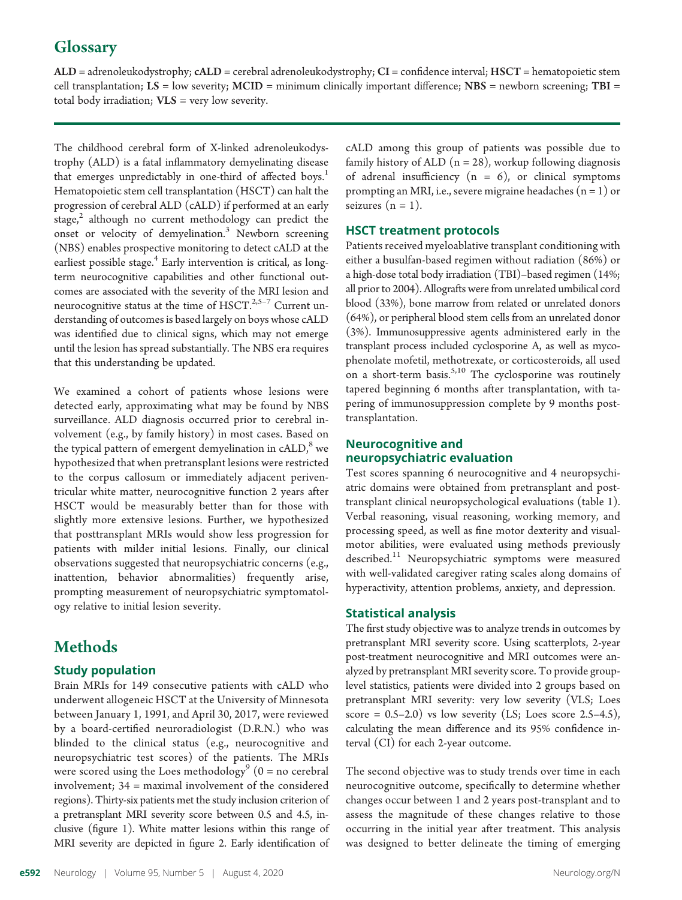## Glossary

**ALD** = adrenoleukodystrophy; **cALD** = cerebral adrenoleukodystrophy; **CI** = confidence interval; **HSCT** = hematopoietic stem cell transplantation; **LS** = low severity; **MCID** = minimum clinically important difference; **NBS** = newborn screening; **TBI** = total body irradiation; **VLS** = very low severity.

The childhood cerebral form of X-linked adrenoleukodystrophy (ALD) is a fatal inflammatory demyelinating disease that emerges unpredictably in one-third of affected boys.[1] Hematopoietic stem cell transplantation (HSCT) can halt the progression of cerebral ALD (cALD) if performed at an early stage,[2] although no current methodology can predict the onset or velocity of demyelination.[3] Newborn screening (NBS) enables prospective monitoring to detect cALD at the earliest possible stage.[4] Early intervention is critical, as long-term neurocognitive capabilities and other functional outcomes are associated with the severity of the MRI lesion and neurocognitive status at the time of HSCT.[2,5–7] Current understanding of outcomes is based largely on boys whose cALD was identified due to clinical signs, which may not emerge until the lesion has spread substantially. The NBS era requires that this understanding be updated.

We examined a cohort of patients whose lesions were detected early, approximating what may be found by NBS surveillance. ALD diagnosis occurred prior to cerebral involvement (e.g., by family history) in most cases. Based on the typical pattern of emergent demyelination in cALD,[8] we hypothesized that when pretransplant lesions were restricted to the corpus callosum or immediately adjacent periventricular white matter, neurocognitive function 2 years after HSCT would be measurably better than for those with slightly more extensive lesions. Further, we hypothesized that posttransplant MRIs would show less progression for patients with milder initial lesions. Finally, our clinical observations suggested that neuropsychiatric concerns (e.g., inattention, behavior abnormalities) frequently arise, prompting measurement of neuropsychiatric symptomatology relative to initial lesion severity.

# Methods

### Study population

Brain MRIs for 149 consecutive patients with cALD who underwent allogeneic HSCT at the University of Minnesota between January 1, 1991, and April 30, 2017, were reviewed by a board-certified neuroradiologist (D.R.N.) who was blinded to the clinical status (e.g., neurocognitive and neuropsychiatric test scores) of the patients. The MRIs were scored using the Loes methodology[9] (0 = no cerebral involvement; 34 = maximal involvement of the considered regions). Thirty-six patients met the study inclusion criterion of a pretransplant MRI severity score between 0.5 and 4.5, inclusive (figure 1). White matter lesions within this range of MRI severity are depicted in figure 2. Early identification of cALD among this group of patients was possible due to family history of ALD (n = 28), workup following diagnosis of adrenal insufficiency (n = 6), or clinical symptoms prompting an MRI, i.e., severe migraine headaches (n = 1) or seizures (n = 1).

### HSCT treatment protocols

Patients received myeloablative transplant conditioning with either a busulfan-based regimen without radiation (86%) or a high-dose total body irradiation (TBI)–based regimen (14%; all prior to 2004). Allografts were from unrelated umbilical cord blood (33%), bone marrow from related or unrelated donors (64%), or peripheral blood stem cells from an unrelated donor (3%). Immunosuppressive agents administered early in the transplant process included cyclosporine A, as well as mycophenolate mofetil, methotrexate, or corticosteroids, all used on a short-term basis.[5,10] The cyclosporine was routinely tapered beginning 6 months after transplantation, with tapering of immunosuppression complete by 9 months posttransplantation.

### Neurocognitive and neuropsychiatric evaluation

Test scores spanning 6 neurocognitive and 4 neuropsychiatric domains were obtained from pretransplant and posttransplant clinical neuropsychological evaluations (table 1). Verbal reasoning, visual reasoning, working memory, and processing speed, as well as fine motor dexterity and visual-motor abilities, were evaluated using methods previously described.[11] Neuropsychiatric symptoms were measured with well-validated caregiver rating scales along domains of hyperactivity, attention problems, anxiety, and depression.

### Statistical analysis

The first study objective was to analyze trends in outcomes by pretransplant MRI severity score. Using scatterplots, 2-year post-treatment neurocognitive and MRI outcomes were analyzed by pretransplant MRI severity score. To provide group-level statistics, patients were divided into 2 groups based on pretransplant MRI severity: very low severity (VLS; Loes score = 0.5–2.0) vs low severity (LS; Loes score 2.5–4.5), calculating the mean difference and its 95% confidence interval (CI) for each 2-year outcome.

The second objective was to study trends over time in each neurocognitive outcome, specifically to determine whether changes occur between 1 and 2 years post-transplant and to assess the magnitude of these changes relative to those occurring in the initial year after treatment. This analysis was designed to better delineate the timing of emerging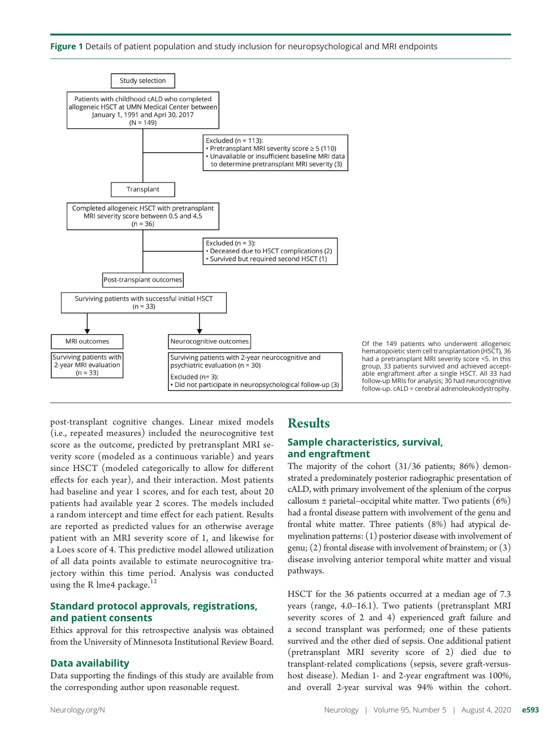**Figure 1** Details of patient population and study inclusion for neuropsychological and MRI endpoints

Study selection

Patients with childhood cALD who completed allogeneic HSCT at UMN Medical Center between January 1, 1991 and Apri 30, 2017 (N = 149)

Excluded (n = 113):
- Pretransplant MRI severity score ≥ 5 (110)
- Unavailable or insufficient baseline MRI data to determine pretransplant MRI severity (3)

Transplant

Completed allogeneic HSCT with pretransplant MRI severity score between 0.5 and 4.5 (n = 36)

Excluded (n = 3):
- Deceased due to HSCT complications (2)
- Survived but required second HSCT (1)

Post-transplant outcomes

Surviving patients with successful initial HSCT (n = 33)

MRI outcomes

Surviving patients with 2-year MRI evaluation (n = 33)

Neurocognitive outcomes

Surviving patients with 2-year neurocognitive and psychiatric evaluation (n = 30)

Excluded (n= 3):
- Did not participate in neuropsychological follow-up (3)

Of the 149 patients who underwent allogeneic hematopoietic stem cell transplantation (HSCT), 36 had a pretransplant MRI severity score <5. In this group, 33 patients survived and achieved acceptable engraftment after a single HSCT. All 33 had follow-up MRIs for analysis; 30 had neurocognitive follow-up. cALD = cerebral adrenoleukodystrophy.

post-transplant cognitive changes. Linear mixed models (i.e., repeated measures) included the neurocognitive test score as the outcome, predicted by pretransplant MRI severity score (modeled as a continuous variable) and years since HSCT (modeled categorically to allow for different effects for each year), and their interaction. Most patients had baseline and year 1 scores, and for each test, about 20 patients had available year 2 scores. The models included a random intercept and time effect for each patient. Results are reported as predicted values for an otherwise average patient with an MRI severity score of 1, and likewise for a Loes score of 4. This predictive model allowed utilization of all data points available to estimate neurocognitive trajectory within this time period. Analysis was conducted using the R lme4 package.[12]

### Standard protocol approvals, registrations, and patient consents

Ethics approval for this retrospective analysis was obtained from the University of Minnesota Institutional Review Board.

### Data availability

Data supporting the findings of this study are available from the corresponding author upon reasonable request.

## Results

### Sample characteristics, survival, and engraftment

The majority of the cohort (31/36 patients; 86%) demonstrated a predominately posterior radiographic presentation of cALD, with primary involvement of the splenium of the corpus callosum ± parietal–occipital white matter. Two patients (6%) had a frontal disease pattern with involvement of the genu and frontal white matter. Three patients (8%) had atypical demyelination patterns: (1) posterior disease with involvement of genu; (2) frontal disease with involvement of brainstem; or (3) disease involving anterior temporal white matter and visual pathways.

HSCT for the 36 patients occurred at a median age of 7.3 years (range, 4.0–16.1). Two patients (pretransplant MRI severity scores of 2 and 4) experienced graft failure and a second transplant was performed; one of these patients survived and the other died of sepsis. One additional patient (pretransplant MRI severity score of 2) died due to transplant-related complications (sepsis, severe graft-versus-host disease). Median 1- and 2-year engraftment was 100%, and overall 2-year survival was 94% within the cohort.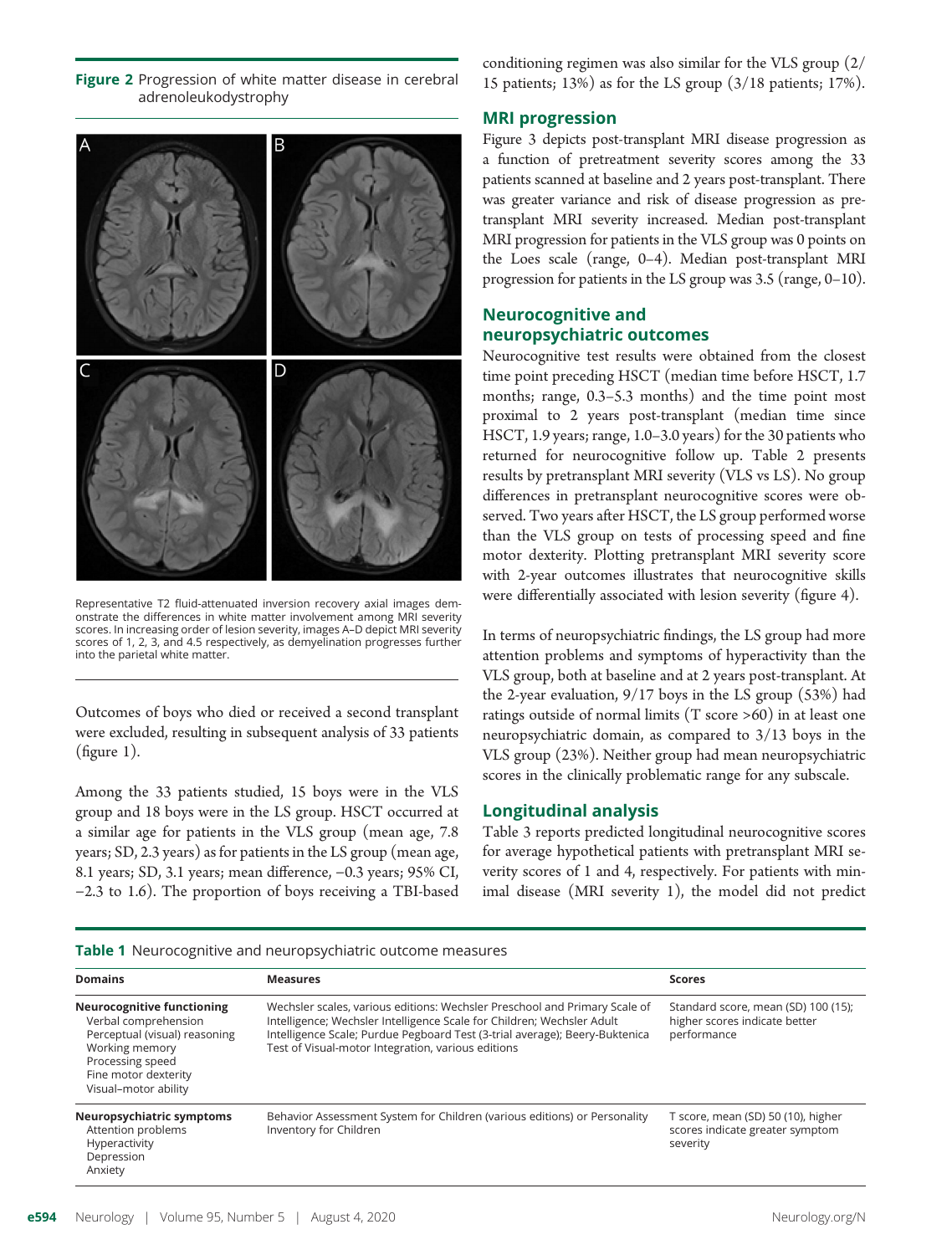**Figure 2** Progression of white matter disease in cerebral adrenoleukodystrophy

Representative T2 fluid-attenuated inversion recovery axial images demonstrate the differences in white matter involvement among MRI severity scores. In increasing order of lesion severity, images A–D depict MRI severity scores of 1, 2, 3, and 4.5 respectively, as demyelination progresses further into the parietal white matter.

Outcomes of boys who died or received a second transplant were excluded, resulting in subsequent analysis of 33 patients (figure 1).

Among the 33 patients studied, 15 boys were in the VLS group and 18 boys were in the LS group. HSCT occurred at a similar age for patients in the VLS group (mean age, 7.8 years; SD, 2.3 years) as for patients in the LS group (mean age, 8.1 years; SD, 3.1 years; mean difference, −0.3 years; 95% CI, −2.3 to 1.6). The proportion of boys receiving a TBI-based conditioning regimen was also similar for the VLS group (2/15 patients; 13%) as for the LS group (3/18 patients; 17%).

## MRI progression

Figure 3 depicts post-transplant MRI disease progression as a function of pretreatment severity scores among the 33 patients scanned at baseline and 2 years post-transplant. There was greater variance and risk of disease progression as pretransplant MRI severity increased. Median post-transplant MRI progression for patients in the VLS group was 0 points on the Loes scale (range, 0–4). Median post-transplant MRI progression for patients in the LS group was 3.5 (range, 0–10).

## Neurocognitive and neuropsychiatric outcomes

Neurocognitive test results were obtained from the closest time point preceding HSCT (median time before HSCT, 1.7 months; range, 0.3–5.3 months) and the time point most proximal to 2 years post-transplant (median time since HSCT, 1.9 years; range, 1.0–3.0 years) for the 30 patients who returned for neurocognitive follow up. Table 2 presents results by pretransplant MRI severity (VLS vs LS). No group differences in pretransplant neurocognitive scores were observed. Two years after HSCT, the LS group performed worse than the VLS group on tests of processing speed and fine motor dexterity. Plotting pretransplant MRI severity score with 2-year outcomes illustrates that neurocognitive skills were differentially associated with lesion severity (figure 4).

In terms of neuropsychiatric findings, the LS group had more attention problems and symptoms of hyperactivity than the VLS group, both at baseline and at 2 years post-transplant. At the 2-year evaluation, 9/17 boys in the LS group (53%) had ratings outside of normal limits (T score >60) in at least one neuropsychiatric domain, as compared to 3/13 boys in the VLS group (23%). Neither group had mean neuropsychiatric scores in the clinically problematic range for any subscale.

## Longitudinal analysis

Table 3 reports predicted longitudinal neurocognitive scores for average hypothetical patients with pretransplant MRI severity scores of 1 and 4, respectively. For patients with minimal disease (MRI severity 1), the model did not predict

**Table 1** Neurocognitive and neuropsychiatric outcome measures

| Domains | Measures | Scores |
|---|---|---|
| **Neurocognitive functioning**<br>Verbal comprehension<br>Perceptual (visual) reasoning<br>Working memory<br>Processing speed<br>Fine motor dexterity<br>Visual–motor ability | Wechsler scales, various editions: Wechsler Preschool and Primary Scale of Intelligence; Wechsler Intelligence Scale for Children; Wechsler Adult Intelligence Scale; Purdue Pegboard Test (3-trial average); Beery-Buktenica Test of Visual-motor Integration, various editions | Standard score, mean (SD) 100 (15); higher scores indicate better performance |
| **Neuropsychiatric symptoms**<br>Attention problems<br>Hyperactivity<br>Depression<br>Anxiety | Behavior Assessment System for Children (various editions) or Personality Inventory for Children | T score, mean (SD) 50 (10), higher scores indicate greater symptom severity |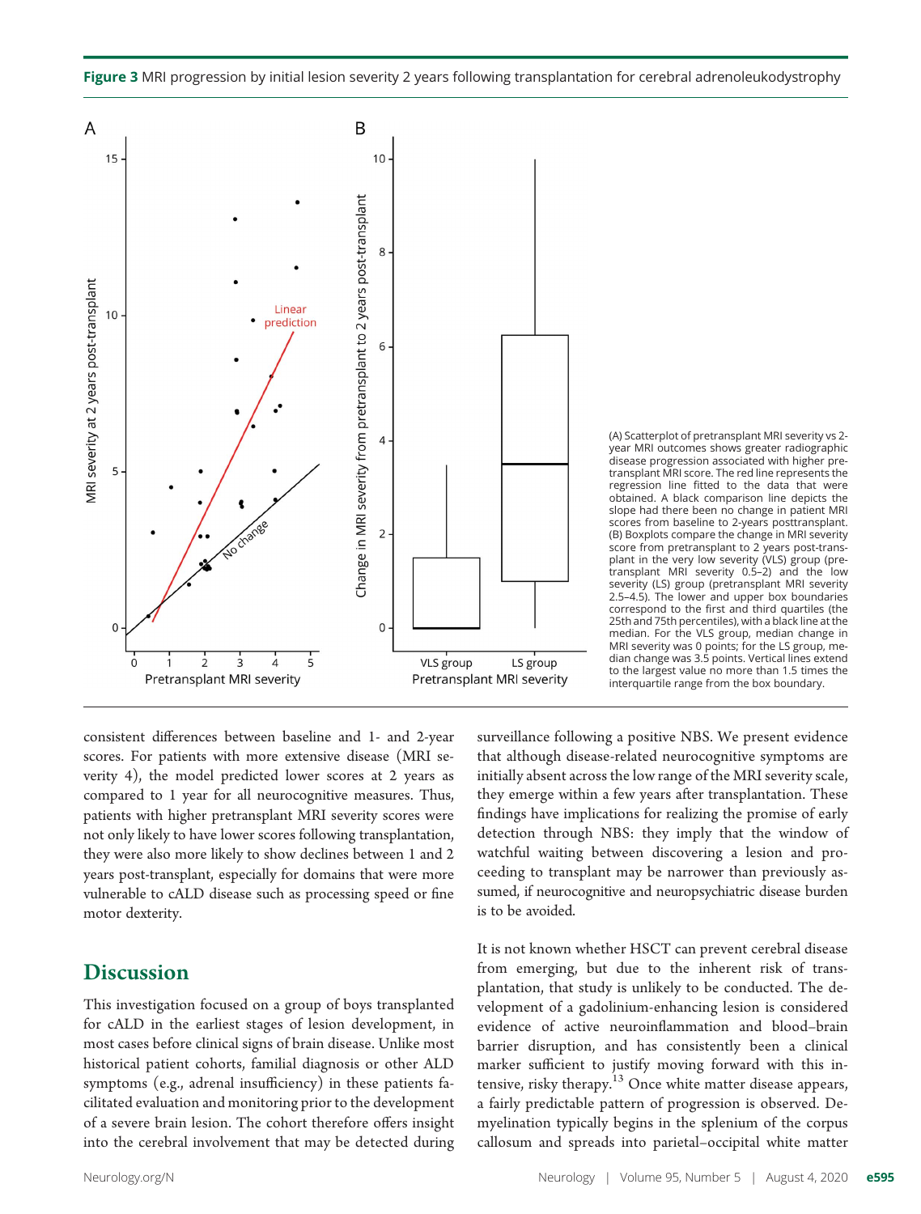**Figure 3** MRI progression by initial lesion severity 2 years following transplantation for cerebral adrenoleukodystrophy

(A) Scatterplot of pretransplant MRI severity vs 2-year MRI outcomes shows greater radiographic disease progression associated with higher pretransplant MRI score. The red line represents the regression line fitted to the data that were obtained. A black comparison line depicts the slope had there been no change in patient MRI scores from baseline to 2-years posttransplant. (B) Boxplots compare the change in MRI severity score from pretransplant to 2 years post-transplant in the very low severity (VLS) group (pretransplant MRI severity 0.5–2) and the low severity (LS) group (pretransplant MRI severity 2.5–4.5). The lower and upper box boundaries correspond to the first and third quartiles (the 25th and 75th percentiles), with a black line at the median. For the VLS group, median change in MRI severity was 0 points; for the LS group, median change was 3.5 points. Vertical lines extend to the largest value no more than 1.5 times the interquartile range from the box boundary.

consistent differences between baseline and 1- and 2-year scores. For patients with more extensive disease (MRI severity 4), the model predicted lower scores at 2 years as compared to 1 year for all neurocognitive measures. Thus, patients with higher pretransplant MRI severity scores were not only likely to have lower scores following transplantation, they were also more likely to show declines between 1 and 2 years post-transplant, especially for domains that were more vulnerable to cALD disease such as processing speed or fine motor dexterity.

## Discussion

This investigation focused on a group of boys transplanted for cALD in the earliest stages of lesion development, in most cases before clinical signs of brain disease. Unlike most historical patient cohorts, familial diagnosis or other ALD symptoms (e.g., adrenal insufficiency) in these patients facilitated evaluation and monitoring prior to the development of a severe brain lesion. The cohort therefore offers insight into the cerebral involvement that may be detected during surveillance following a positive NBS. We present evidence that although disease-related neurocognitive symptoms are initially absent across the low range of the MRI severity scale, they emerge within a few years after transplantation. These findings have implications for realizing the promise of early detection through NBS: they imply that the window of watchful waiting between discovering a lesion and proceeding to transplant may be narrower than previously assumed, if neurocognitive and neuropsychiatric disease burden is to be avoided.

It is not known whether HSCT can prevent cerebral disease from emerging, but due to the inherent risk of transplantation, that study is unlikely to be conducted. The development of a gadolinium-enhancing lesion is considered evidence of active neuroinflammation and blood–brain barrier disruption, and has consistently been a clinical marker sufficient to justify moving forward with this intensive, risky therapy.[13] Once white matter disease appears, a fairly predictable pattern of progression is observed. Demyelination typically begins in the splenium of the corpus callosum and spreads into parietal–occipital white matter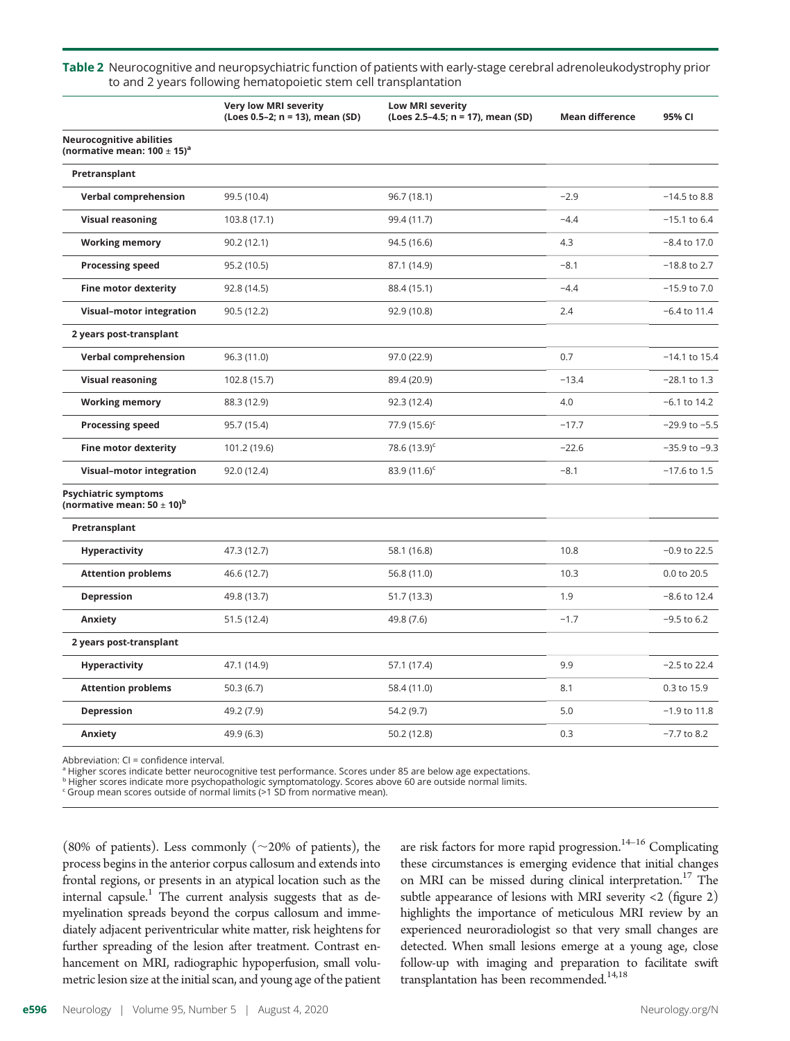**Table 2** Neurocognitive and neuropsychiatric function of patients with early-stage cerebral adrenoleukodystrophy prior to and 2 years following hematopoietic stem cell transplantation

| | Very low MRI severity (Loes 0.5–2; n = 13), mean (SD) | Low MRI severity (Loes 2.5–4.5; n = 17), mean (SD) | Mean difference | 95% CI |
|---|---|---|---|---|
| **Neurocognitive abilities (normative mean: 100 ± 15)[a]** | | | | |
| **Pretransplant** | | | | |
| **Verbal comprehension** | 99.5 (10.4) | 96.7 (18.1) | −2.9 | −14.5 to 8.8 |
| **Visual reasoning** | 103.8 (17.1) | 99.4 (11.7) | −4.4 | −15.1 to 6.4 |
| **Working memory** | 90.2 (12.1) | 94.5 (16.6) | 4.3 | −8.4 to 17.0 |
| **Processing speed** | 95.2 (10.5) | 87.1 (14.9) | −8.1 | −18.8 to 2.7 |
| **Fine motor dexterity** | 92.8 (14.5) | 88.4 (15.1) | −4.4 | −15.9 to 7.0 |
| **Visual–motor integration** | 90.5 (12.2) | 92.9 (10.8) | 2.4 | −6.4 to 11.4 |
| **2 years post-transplant** | | | | |
| **Verbal comprehension** | 96.3 (11.0) | 97.0 (22.9) | 0.7 | −14.1 to 15.4 |
| **Visual reasoning** | 102.8 (15.7) | 89.4 (20.9) | −13.4 | −28.1 to 1.3 |
| **Working memory** | 88.3 (12.9) | 92.3 (12.4) | 4.0 | −6.1 to 14.2 |
| **Processing speed** | 95.7 (15.4) | 77.9 (15.6)[c] | −17.7 | −29.9 to −5.5 |
| **Fine motor dexterity** | 101.2 (19.6) | 78.6 (13.9)[c] | −22.6 | −35.9 to −9.3 |
| **Visual–motor integration** | 92.0 (12.4) | 83.9 (11.6)[c] | −8.1 | −17.6 to 1.5 |
| **Psychiatric symptoms (normative mean: 50 ± 10)[b]** | | | | |
| **Pretransplant** | | | | |
| **Hyperactivity** | 47.3 (12.7) | 58.1 (16.8) | 10.8 | −0.9 to 22.5 |
| **Attention problems** | 46.6 (12.7) | 56.8 (11.0) | 10.3 | 0.0 to 20.5 |
| **Depression** | 49.8 (13.7) | 51.7 (13.3) | 1.9 | −8.6 to 12.4 |
| **Anxiety** | 51.5 (12.4) | 49.8 (7.6) | −1.7 | −9.5 to 6.2 |
| **2 years post-transplant** | | | | |
| **Hyperactivity** | 47.1 (14.9) | 57.1 (17.4) | 9.9 | −2.5 to 22.4 |
| **Attention problems** | 50.3 (6.7) | 58.4 (11.0) | 8.1 | 0.3 to 15.9 |
| **Depression** | 49.2 (7.9) | 54.2 (9.7) | 5.0 | −1.9 to 11.8 |
| **Anxiety** | 49.9 (6.3) | 50.2 (12.8) | 0.3 | −7.7 to 8.2 |

Abbreviation: CI = confidence interval.
[a] Higher scores indicate better neurocognitive test performance. Scores under 85 are below age expectations.
[b] Higher scores indicate more psychopathologic symptomatology. Scores above 60 are outside normal limits.
[c] Group mean scores outside of normal limits (>1 SD from normative mean).

(80% of patients). Less commonly (~20% of patients), the process begins in the anterior corpus callosum and extends into frontal regions, or presents in an atypical location such as the internal capsule.[1] The current analysis suggests that as demyelination spreads beyond the corpus callosum and immediately adjacent periventricular white matter, risk heightens for further spreading of the lesion after treatment. Contrast enhancement on MRI, radiographic hypoperfusion, small volumetric lesion size at the initial scan, and young age of the patient are risk factors for more rapid progression.[14–16] Complicating these circumstances is emerging evidence that initial changes on MRI can be missed during clinical interpretation.[17] The subtle appearance of lesions with MRI severity <2 (figure 2) highlights the importance of meticulous MRI review by an experienced neuroradiologist so that very small changes are detected. When small lesions emerge at a young age, close follow-up with imaging and preparation to facilitate swift transplantation has been recommended.[14,18]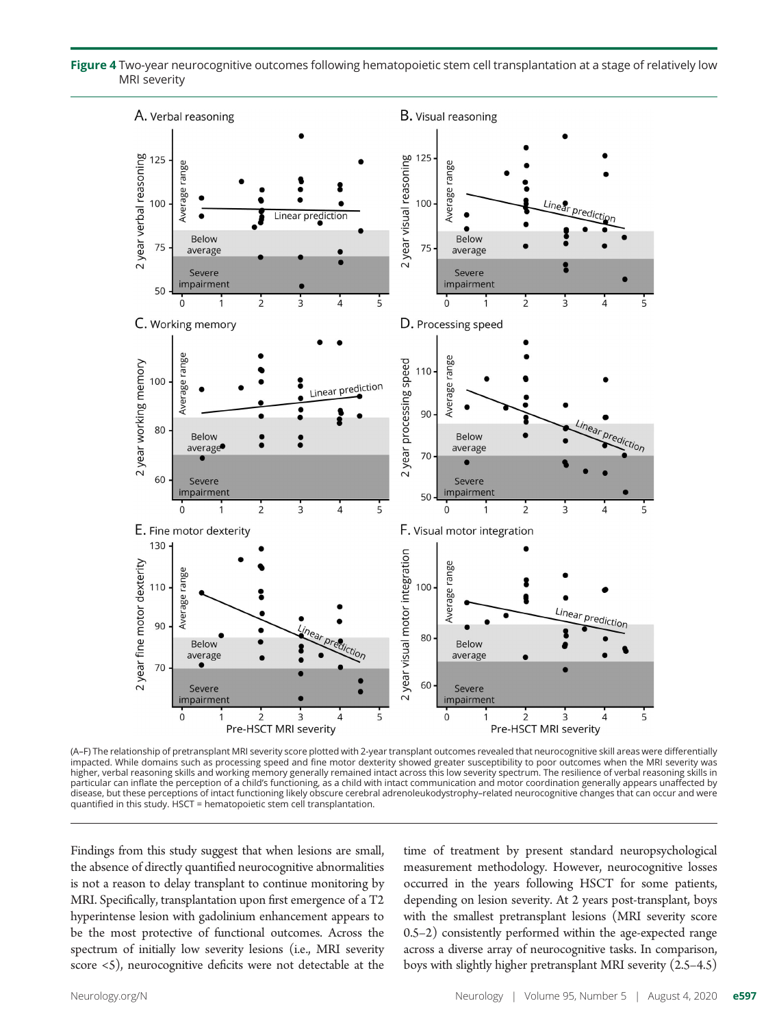**Figure 4** Two-year neurocognitive outcomes following hematopoietic stem cell transplantation at a stage of relatively low MRI severity

(A–F) The relationship of pretransplant MRI severity score plotted with 2-year transplant outcomes revealed that neurocognitive skill areas were differentially impacted. While domains such as processing speed and fine motor dexterity showed greater susceptibility to poor outcomes when the MRI severity was higher, verbal reasoning skills and working memory generally remained intact across this low severity spectrum. The resilience of verbal reasoning skills in particular can inflate the perception of a child's functioning, as a child with intact communication and motor coordination generally appears unaffected by disease, but these perceptions of intact functioning likely obscure cerebral adrenoleukodystrophy–related neurocognitive changes that can occur and were quantified in this study. HSCT = hematopoietic stem cell transplantation.

Findings from this study suggest that when lesions are small, the absence of directly quantified neurocognitive abnormalities is not a reason to delay transplant to continue monitoring by MRI. Specifically, transplantation upon first emergence of a T2 hyperintense lesion with gadolinium enhancement appears to be the most protective of functional outcomes. Across the spectrum of initially low severity lesions (i.e., MRI severity score <5), neurocognitive deficits were not detectable at the time of treatment by present standard neuropsychological measurement methodology. However, neurocognitive losses occurred in the years following HSCT for some patients, depending on lesion severity. At 2 years post-transplant, boys with the smallest pretransplant lesions (MRI severity score 0.5–2) consistently performed within the age-expected range across a diverse array of neurocognitive tasks. In comparison, boys with slightly higher pretransplant MRI severity (2.5–4.5)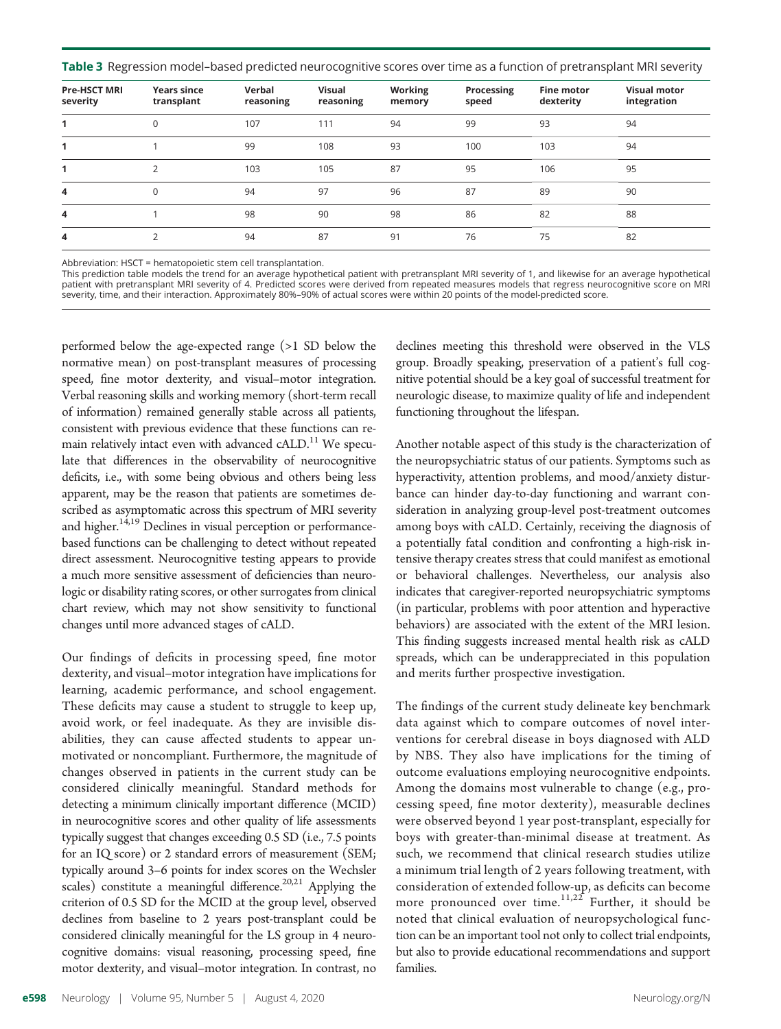**Table 3** Regression model–based predicted neurocognitive scores over time as a function of pretransplant MRI severity

| Pre-HSCT MRI severity | Years since transplant | Verbal reasoning | Visual reasoning | Working memory | Processing speed | Fine motor dexterity | Visual motor integration |
|---|---|---|---|---|---|---|---|
| **1** | 0 | 107 | 111 | 94 | 99 | 93 | 94 |
| **1** | 1 | 99 | 108 | 93 | 100 | 103 | 94 |
| **1** | 2 | 103 | 105 | 87 | 95 | 106 | 95 |
| **4** | 0 | 94 | 97 | 96 | 87 | 89 | 90 |
| **4** | 1 | 98 | 90 | 98 | 86 | 82 | 88 |
| **4** | 2 | 94 | 87 | 91 | 76 | 75 | 82 |

Abbreviation: HSCT = hematopoietic stem cell transplantation.
This prediction table models the trend for an average hypothetical patient with pretransplant MRI severity of 1, and likewise for an average hypothetical patient with pretransplant MRI severity of 4. Predicted scores were derived from repeated measures models that regress neurocognitive score on MRI severity, time, and their interaction. Approximately 80%–90% of actual scores were within 20 points of the model-predicted score.

performed below the age-expected range (>1 SD below the normative mean) on post-transplant measures of processing speed, fine motor dexterity, and visual–motor integration. Verbal reasoning skills and working memory (short-term recall of information) remained generally stable across all patients, consistent with previous evidence that these functions can remain relatively intact even with advanced cALD.[11] We speculate that differences in the observability of neurocognitive deficits, i.e., with some being obvious and others being less apparent, may be the reason that patients are sometimes described as asymptomatic across this spectrum of MRI severity and higher.[14,19] Declines in visual perception or performance-based functions can be challenging to detect without repeated direct assessment. Neurocognitive testing appears to provide a much more sensitive assessment of deficiencies than neurologic or disability rating scores, or other surrogates from clinical chart review, which may not show sensitivity to functional changes until more advanced stages of cALD.

Our findings of deficits in processing speed, fine motor dexterity, and visual–motor integration have implications for learning, academic performance, and school engagement. These deficits may cause a student to struggle to keep up, avoid work, or feel inadequate. As they are invisible disabilities, they can cause affected students to appear unmotivated or noncompliant. Furthermore, the magnitude of changes observed in patients in the current study can be considered clinically meaningful. Standard methods for detecting a minimum clinically important difference (MCID) in neurocognitive scores and other quality of life assessments typically suggest that changes exceeding 0.5 SD (i.e., 7.5 points for an IQ score) or 2 standard errors of measurement (SEM; typically around 3–6 points for index scores on the Wechsler scales) constitute a meaningful difference.[20,21] Applying the criterion of 0.5 SD for the MCID at the group level, observed declines from baseline to 2 years post-transplant could be considered clinically meaningful for the LS group in 4 neurocognitive domains: visual reasoning, processing speed, fine motor dexterity, and visual–motor integration. In contrast, no declines meeting this threshold were observed in the VLS group. Broadly speaking, preservation of a patient's full cognitive potential should be a key goal of successful treatment for neurologic disease, to maximize quality of life and independent functioning throughout the lifespan.

Another notable aspect of this study is the characterization of the neuropsychiatric status of our patients. Symptoms such as hyperactivity, attention problems, and mood/anxiety disturbance can hinder day-to-day functioning and warrant consideration in analyzing group-level post-treatment outcomes among boys with cALD. Certainly, receiving the diagnosis of a potentially fatal condition and confronting a high-risk intensive therapy creates stress that could manifest as emotional or behavioral challenges. Nevertheless, our analysis also indicates that caregiver-reported neuropsychiatric symptoms (in particular, problems with poor attention and hyperactive behaviors) are associated with the extent of the MRI lesion. This finding suggests increased mental health risk as cALD spreads, which can be underappreciated in this population and merits further prospective investigation.

The findings of the current study delineate key benchmark data against which to compare outcomes of novel interventions for cerebral disease in boys diagnosed with ALD by NBS. They also have implications for the timing of outcome evaluations employing neurocognitive endpoints. Among the domains most vulnerable to change (e.g., processing speed, fine motor dexterity), measurable declines were observed beyond 1 year post-transplant, especially for boys with greater-than-minimal disease at treatment. As such, we recommend that clinical research studies utilize a minimum trial length of 2 years following treatment, with consideration of extended follow-up, as deficits can become more pronounced over time.[11,22] Further, it should be noted that clinical evaluation of neuropsychological function can be an important tool not only to collect trial endpoints, but also to provide educational recommendations and support families.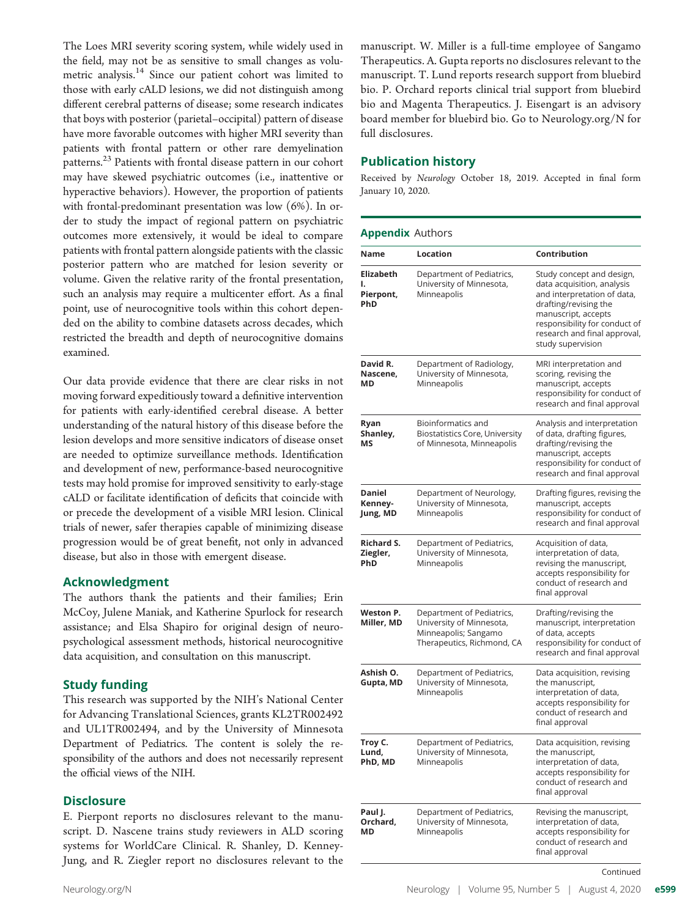The Loes MRI severity scoring system, while widely used in the field, may not be as sensitive to small changes as volumetric analysis.[14] Since our patient cohort was limited to those with early cALD lesions, we did not distinguish among different cerebral patterns of disease; some research indicates that boys with posterior (parietal–occipital) pattern of disease have more favorable outcomes with higher MRI severity than patients with frontal pattern or other rare demyelination patterns.[23] Patients with frontal disease pattern in our cohort may have skewed psychiatric outcomes (i.e., inattentive or hyperactive behaviors). However, the proportion of patients with frontal-predominant presentation was low (6%). In order to study the impact of regional pattern on psychiatric outcomes more extensively, it would be ideal to compare patients with frontal pattern alongside patients with the classic posterior pattern who are matched for lesion severity or volume. Given the relative rarity of the frontal presentation, such an analysis may require a multicenter effort. As a final point, use of neurocognitive tools within this cohort depended on the ability to combine datasets across decades, which restricted the breadth and depth of neurocognitive domains examined.

Our data provide evidence that there are clear risks in not moving forward expeditiously toward a definitive intervention for patients with early-identified cerebral disease. A better understanding of the natural history of this disease before the lesion develops and more sensitive indicators of disease onset are needed to optimize surveillance methods. Identification and development of new, performance-based neurocognitive tests may hold promise for improved sensitivity to early-stage cALD or facilitate identification of deficits that coincide with or precede the development of a visible MRI lesion. Clinical trials of newer, safer therapies capable of minimizing disease progression would be of great benefit, not only in advanced disease, but also in those with emergent disease.

## Acknowledgment

The authors thank the patients and their families; Erin McCoy, Julene Maniak, and Katherine Spurlock for research assistance; and Elsa Shapiro for original design of neuropsychological assessment methods, historical neurocognitive data acquisition, and consultation on this manuscript.

## Study funding

This research was supported by the NIH's National Center for Advancing Translational Sciences, grants KL2TR002492 and UL1TR002494, and by the University of Minnesota Department of Pediatrics. The content is solely the responsibility of the authors and does not necessarily represent the official views of the NIH.

## Disclosure

E. Pierpont reports no disclosures relevant to the manuscript. D. Nascene trains study reviewers in ALD scoring systems for WorldCare Clinical. R. Shanley, D. Kenney-Jung, and R. Ziegler report no disclosures relevant to the manuscript. W. Miller is a full-time employee of Sangamo Therapeutics. A. Gupta reports no disclosures relevant to the manuscript. T. Lund reports research support from bluebird bio. P. Orchard reports clinical trial support from bluebird bio and Magenta Therapeutics. J. Eisengart is an advisory board member for bluebird bio. Go to Neurology.org/N for full disclosures.

## Publication history

Received by *Neurology* October 18, 2019. Accepted in final form January 10, 2020.

**Appendix** Authors

| Name | Location | Contribution |
|---|---|---|
| **Elizabeth I. Pierpont, PhD** | Department of Pediatrics, University of Minnesota, Minneapolis | Study concept and design, data acquisition, analysis and interpretation of data, drafting/revising the manuscript, accepts responsibility for conduct of research and final approval, study supervision |
| **David R. Nascene, MD** | Department of Radiology, University of Minnesota, Minneapolis | MRI interpretation and scoring, revising the manuscript, accepts responsibility for conduct of research and final approval |
| **Ryan Shanley, MS** | Bioinformatics and Biostatistics Core, University of Minnesota, Minneapolis | Analysis and interpretation of data, drafting figures, drafting/revising the manuscript, accepts responsibility for conduct of research and final approval |
| **Daniel Kenney-Jung, MD** | Department of Neurology, University of Minnesota, Minneapolis | Drafting figures, revising the manuscript, accepts responsibility for conduct of research and final approval |
| **Richard S. Ziegler, PhD** | Department of Pediatrics, University of Minnesota, Minneapolis | Acquisition of data, interpretation of data, revising the manuscript, accepts responsibility for conduct of research and final approval |
| **Weston P. Miller, MD** | Department of Pediatrics, University of Minnesota, Minneapolis; Sangamo Therapeutics, Richmond, CA | Drafting/revising the manuscript, interpretation of data, accepts responsibility for conduct of research and final approval |
| **Ashish O. Gupta, MD** | Department of Pediatrics, University of Minnesota, Minneapolis | Data acquisition, revising the manuscript, interpretation of data, accepts responsibility for conduct of research and final approval |
| **Troy C. Lund, PhD, MD** | Department of Pediatrics, University of Minnesota, Minneapolis | Data acquisition, revising the manuscript, interpretation of data, accepts responsibility for conduct of research and final approval |
| **Paul J. Orchard, MD** | Department of Pediatrics, University of Minnesota, Minneapolis | Revising the manuscript, interpretation of data, accepts responsibility for conduct of research and final approval |

Continued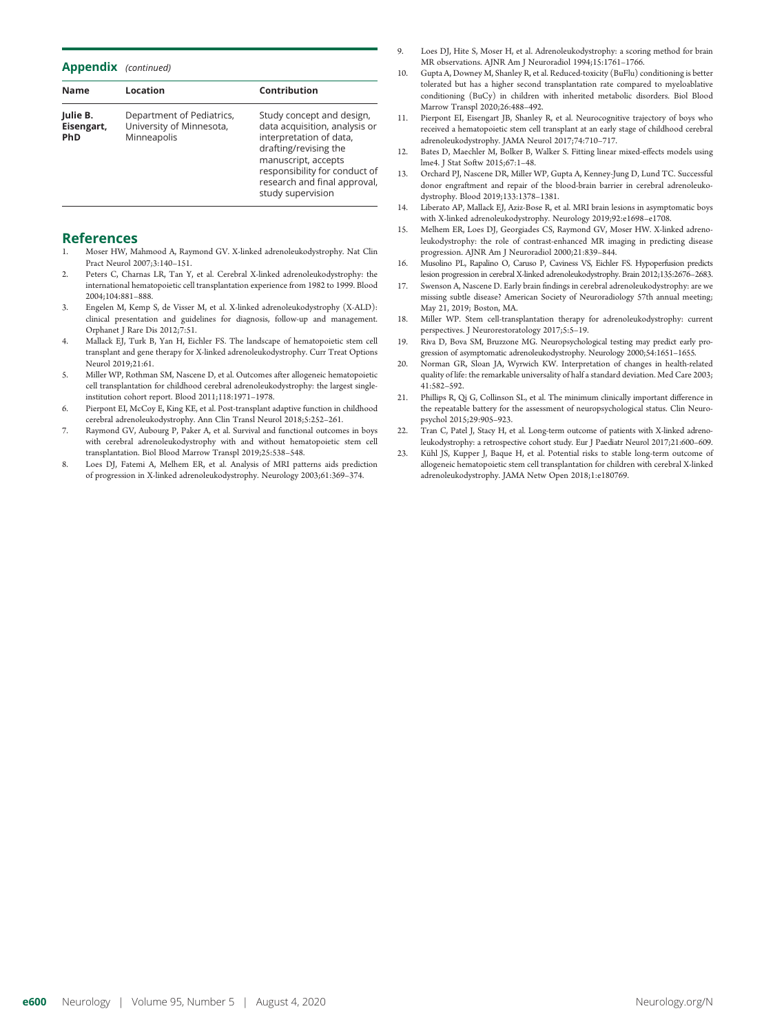## Appendix (continued)

| Name | Location | Contribution |
|---|---|---|
| **Julie B. Eisengart, PhD** | Department of Pediatrics, University of Minnesota, Minneapolis | Study concept and design, data acquisition, analysis or interpretation of data, drafting/revising the manuscript, accepts responsibility for conduct of research and final approval, study supervision |

## References

1. Moser HW, Mahmood A, Raymond GV. X-linked adrenoleukodystrophy. Nat Clin Pract Neurol 2007;3:140–151.
2. Peters C, Charnas LR, Tan Y, et al. Cerebral X-linked adrenoleukodystrophy: the international hematopoietic cell transplantation experience from 1982 to 1999. Blood 2004;104:881–888.
3. Engelen M, Kemp S, de Visser M, et al. X-linked adrenoleukodystrophy (X-ALD): clinical presentation and guidelines for diagnosis, follow-up and management. Orphanet J Rare Dis 2012;7:51.
4. Mallack EJ, Turk B, Yan H, Eichler FS. The landscape of hematopoietic stem cell transplant and gene therapy for X-linked adrenoleukodystrophy. Curr Treat Options Neurol 2019;21:61.
5. Miller WP, Rothman SM, Nascene D, et al. Outcomes after allogeneic hematopoietic cell transplantation for childhood cerebral adrenoleukodystrophy: the largest single-institution cohort report. Blood 2011;118:1971–1978.
6. Pierpont EI, McCoy E, King KE, et al. Post-transplant adaptive function in childhood cerebral adrenoleukodystrophy. Ann Clin Transl Neurol 2018;5:252–261.
7. Raymond GV, Aubourg P, Paker A, et al. Survival and functional outcomes in boys with cerebral adrenoleukodystrophy with and without hematopoietic stem cell transplantation. Biol Blood Marrow Transpl 2019;25:538–548.
8. Loes DJ, Fatemi A, Melhem ER, et al. Analysis of MRI patterns aids prediction of progression in X-linked adrenoleukodystrophy. Neurology 2003;61:369–374.
9. Loes DJ, Hite S, Moser H, et al. Adrenoleukodystrophy: a scoring method for brain MR observations. AJNR Am J Neuroradiol 1994;15:1761–1766.
10. Gupta A, Downey M, Shanley R, et al. Reduced-toxicity (BuFlu) conditioning is better tolerated but has a higher second transplantation rate compared to myeloablative conditioning (BuCy) in children with inherited metabolic disorders. Biol Blood Marrow Transpl 2020;26:488–492.
11. Pierpont EI, Eisengart JB, Shanley R, et al. Neurocognitive trajectory of boys who received a hematopoietic stem cell transplant at an early stage of childhood cerebral adrenoleukodystrophy. JAMA Neurol 2017;74:710–717.
12. Bates D, Maechler M, Bolker B, Walker S. Fitting linear mixed-effects models using lme4. J Stat Softw 2015;67:1–48.
13. Orchard PJ, Nascene DR, Miller WP, Gupta A, Kenney-Jung D, Lund TC. Successful donor engraftment and repair of the blood-brain barrier in cerebral adrenoleukodystrophy. Blood 2019;133:1378–1381.
14. Liberato AP, Mallack EJ, Aziz-Bose R, et al. MRI brain lesions in asymptomatic boys with X-linked adrenoleukodystrophy. Neurology 2019;92:e1698–e1708.
15. Melhem ER, Loes DJ, Georgiades CS, Raymond GV, Moser HW. X-linked adrenoleukodystrophy: the role of contrast-enhanced MR imaging in predicting disease progression. AJNR Am J Neuroradiol 2000;21:839–844.
16. Musolino PL, Rapalino O, Caruso P, Caviness VS, Eichler FS. Hypoperfusion predicts lesion progression in cerebral X-linked adrenoleukodystrophy. Brain 2012;135:2676–2683.
17. Swenson A, Nascene D. Early brain findings in cerebral adrenoleukodystrophy: are we missing subtle disease? American Society of Neuroradiology 57th annual meeting; May 21, 2019; Boston, MA.
18. Miller WP. Stem cell-transplantation therapy for adrenoleukodystrophy: current perspectives. J Neurorestoratology 2017;5:5–19.
19. Riva D, Bova SM, Bruzzone MG. Neuropsychological testing may predict early progression of asymptomatic adrenoleukodystrophy. Neurology 2000;54:1651–1655.
20. Norman GR, Sloan JA, Wyrwich KW. Interpretation of changes in health-related quality of life: the remarkable universality of half a standard deviation. Med Care 2003;41:582–592.
21. Phillips R, Qi G, Collinson SL, et al. The minimum clinically important difference in the repeatable battery for the assessment of neuropsychological status. Clin Neuropsychol 2015;29:905–923.
22. Tran C, Patel J, Stacy H, et al. Long-term outcome of patients with X-linked adrenoleukodystrophy: a retrospective cohort study. Eur J Paediatr Neurol 2017;21:600–609.
23. Kühl JS, Kupper J, Baque H, et al. Potential risks to stable long-term outcome of allogeneic hematopoietic stem cell transplantation for children with cerebral X-linked adrenoleukodystrophy. JAMA Netw Open 2018;1:e180769.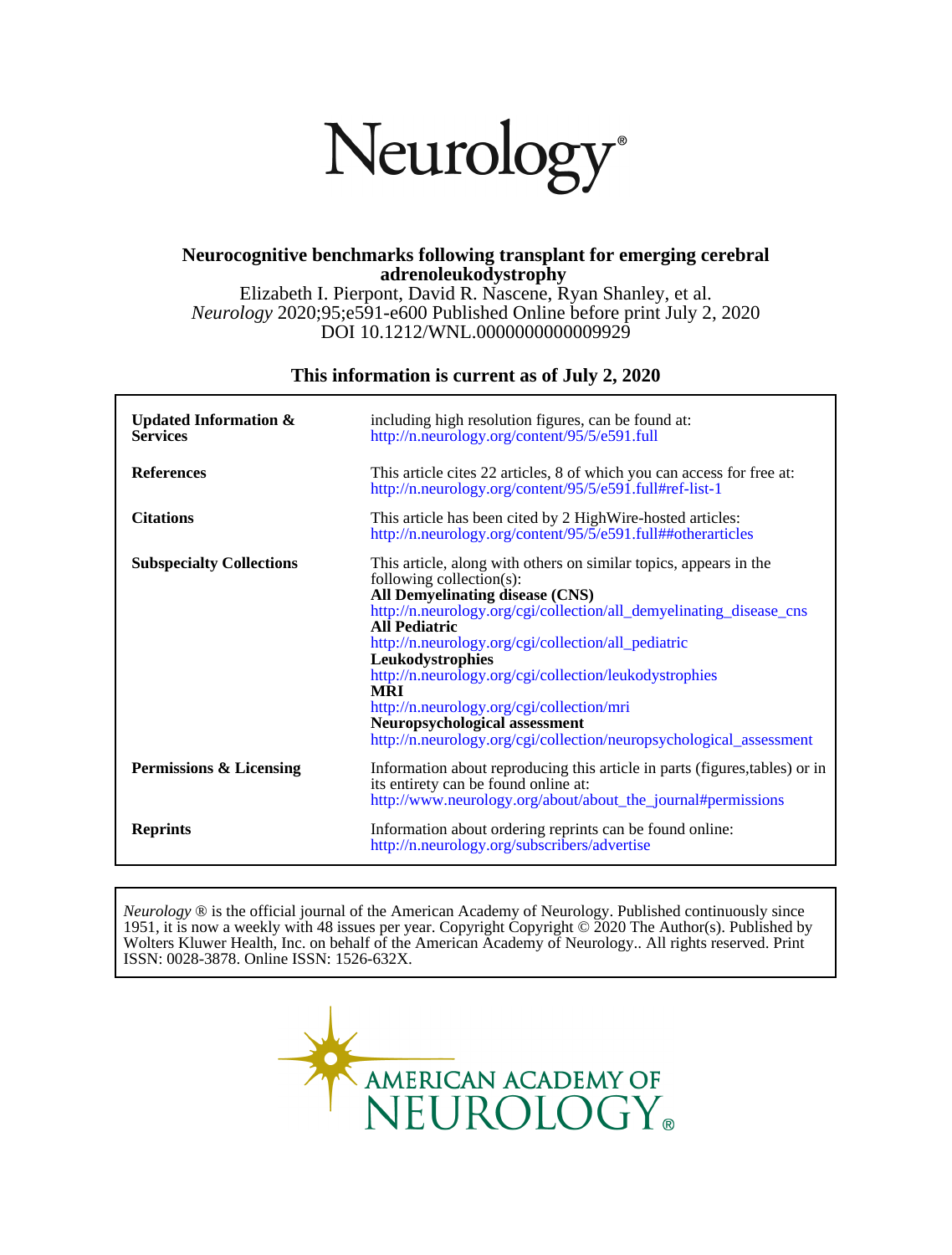# Neurology®

**Neurocognitive benchmarks following transplant for emerging cerebral adrenoleukodystrophy**

Elizabeth I. Pierpont, David R. Nascene, Ryan Shanley, et al.

*Neurology* 2020;95;e591-e600 Published Online before print July 2, 2020

DOI 10.1212/WNL.0000000000009929

**This information is current as of July 2, 2020**

| | |
|---|---|
| **Updated Information & Services** | including high resolution figures, can be found at: http://n.neurology.org/content/95/5/e591.full |
| **References** | This article cites 22 articles, 8 of which you can access for free at: http://n.neurology.org/content/95/5/e591.full#ref-list-1 |
| **Citations** | This article has been cited by 2 HighWire-hosted articles: http://n.neurology.org/content/95/5/e591.full##otherarticles |
| **Subspecialty Collections** | This article, along with others on similar topics, appears in the following collection(s): **All Demyelinating disease (CNS)** http://n.neurology.org/cgi/collection/all_demyelinating_disease_cns **All Pediatric** http://n.neurology.org/cgi/collection/all_pediatric **Leukodystrophies** http://n.neurology.org/cgi/collection/leukodystrophies **MRI** http://n.neurology.org/cgi/collection/mri **Neuropsychological assessment** http://n.neurology.org/cgi/collection/neuropsychological_assessment |
| **Permissions & Licensing** | Information about reproducing this article in parts (figures,tables) or in its entirety can be found online at: http://www.neurology.org/about/about_the_journal#permissions |
| **Reprints** | Information about ordering reprints can be found online: http://n.neurology.org/subscribers/advertise |

*Neurology* ® is the official journal of the American Academy of Neurology. Published continuously since 1951, it is now a weekly with 48 issues per year. Copyright Copyright © 2020 The Author(s). Published by Wolters Kluwer Health, Inc. on behalf of the American Academy of Neurology.. All rights reserved. Print ISSN: 0028-3878. Online ISSN: 1526-632X.

AMERICAN ACADEMY OF NEUROLOGY®